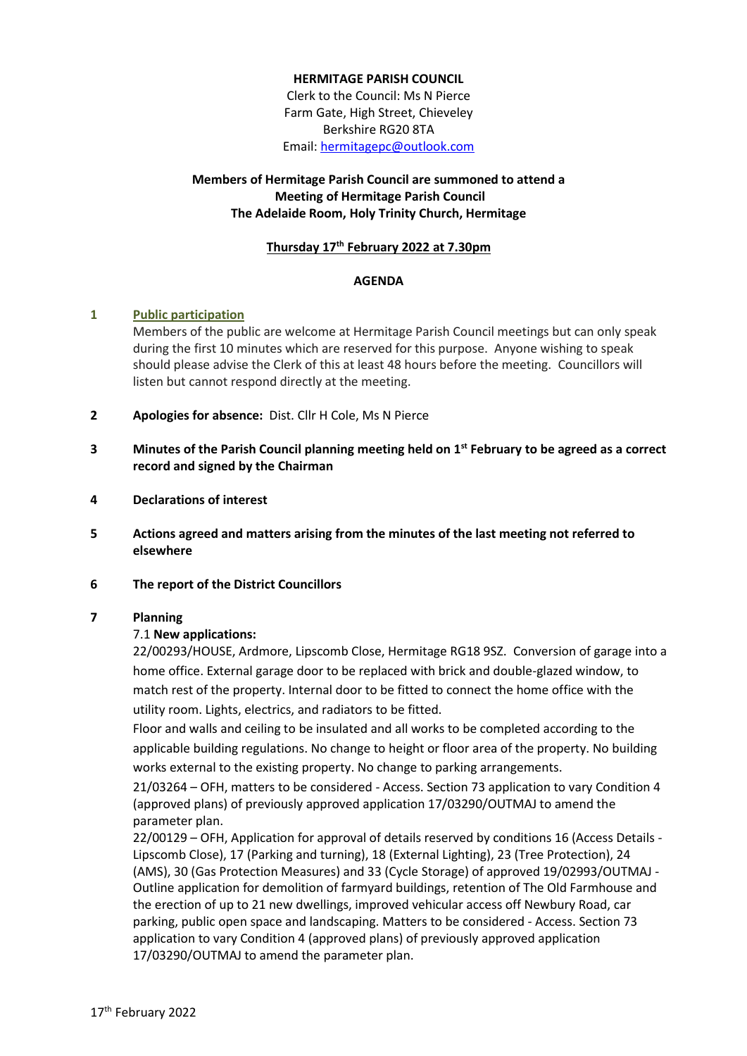**HERMITAGE PARISH COUNCIL**
Clerk to the Council: Ms N Pierce
Farm Gate, High Street, Chieveley
Berkshire RG20 8TA
Email: hermitagepc@outlook.com

**Members of Hermitage Parish Council are summoned to attend a Meeting of Hermitage Parish Council**
**The Adelaide Room, Holy Trinity Church, Hermitage**

**Thursday 17th February 2022 at 7.30pm**

**AGENDA**

**1 Public participation**
Members of the public are welcome at Hermitage Parish Council meetings but can only speak during the first 10 minutes which are reserved for this purpose. Anyone wishing to speak should please advise the Clerk of this at least 48 hours before the meeting. Councillors will listen but cannot respond directly at the meeting.

**2 Apologies for absence:** Dist. Cllr H Cole, Ms N Pierce

**3 Minutes of the Parish Council planning meeting held on 1st February to be agreed as a correct record and signed by the Chairman**

**4 Declarations of interest**

**5 Actions agreed and matters arising from the minutes of the last meeting not referred to elsewhere**

**6 The report of the District Councillors**

**7 Planning**

7.1 **New applications:**

22/00293/HOUSE, Ardmore, Lipscomb Close, Hermitage RG18 9SZ. Conversion of garage into a home office. External garage door to be replaced with brick and double-glazed window, to match rest of the property. Internal door to be fitted to connect the home office with the utility room. Lights, electrics, and radiators to be fitted.
Floor and walls and ceiling to be insulated and all works to be completed according to the applicable building regulations. No change to height or floor area of the property. No building works external to the existing property. No change to parking arrangements.

21/03264 – OFH, matters to be considered - Access. Section 73 application to vary Condition 4 (approved plans) of previously approved application 17/03290/OUTMAJ to amend the parameter plan.

22/00129 – OFH, Application for approval of details reserved by conditions 16 (Access Details - Lipscomb Close), 17 (Parking and turning), 18 (External Lighting), 23 (Tree Protection), 24 (AMS), 30 (Gas Protection Measures) and 33 (Cycle Storage) of approved 19/02993/OUTMAJ - Outline application for demolition of farmyard buildings, retention of The Old Farmhouse and the erection of up to 21 new dwellings, improved vehicular access off Newbury Road, car parking, public open space and landscaping. Matters to be considered - Access. Section 73 application to vary Condition 4 (approved plans) of previously approved application 17/03290/OUTMAJ to amend the parameter plan.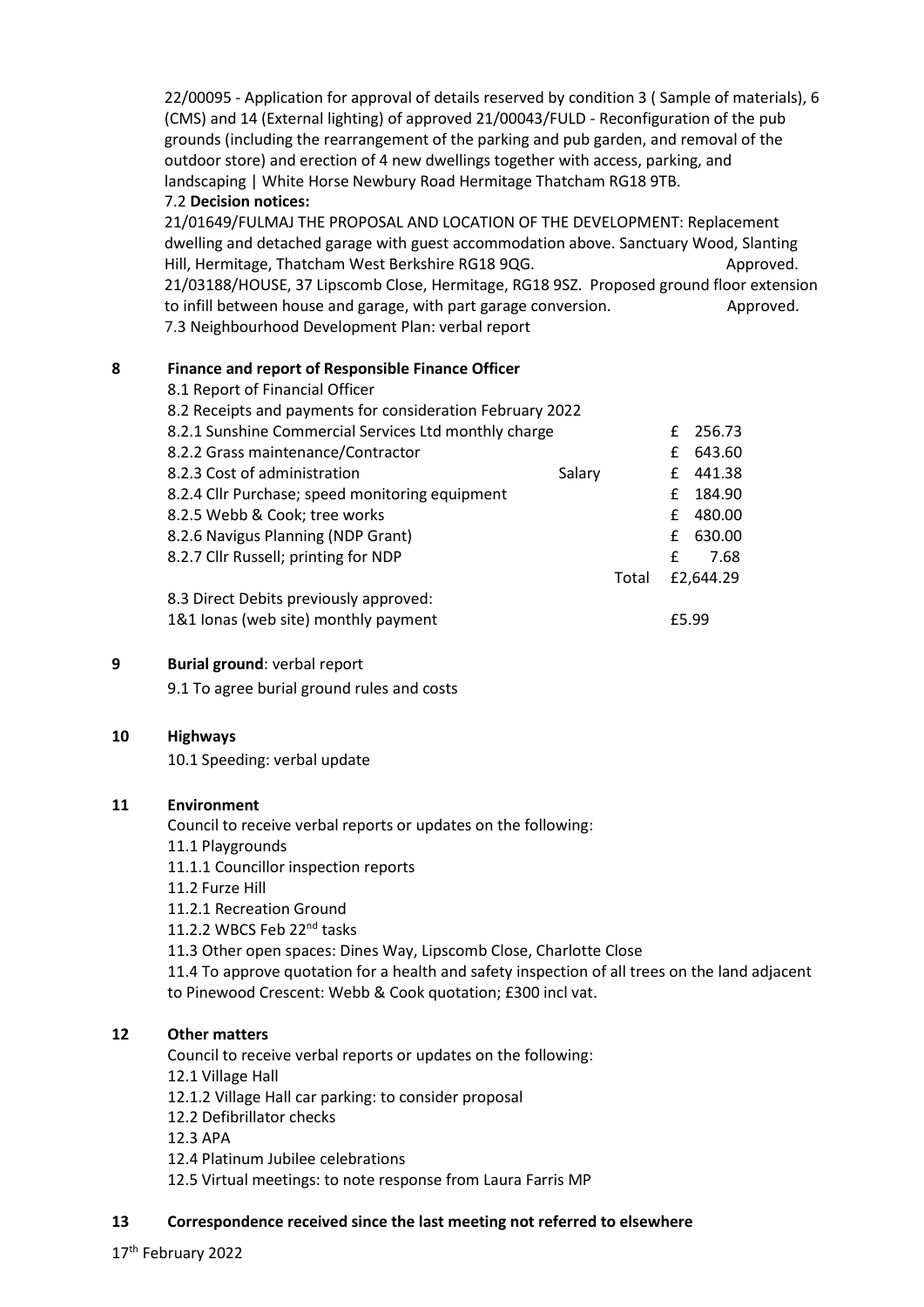22/00095 - Application for approval of details reserved by condition 3 ( Sample of materials), 6 (CMS) and 14 (External lighting) of approved 21/00043/FULD - Reconfiguration of the pub grounds (including the rearrangement of the parking and pub garden, and removal of the outdoor store) and erection of 4 new dwellings together with access, parking, and landscaping | White Horse Newbury Road Hermitage Thatcham RG18 9TB.

7.2 **Decision notices:**

21/01649/FULMAJ THE PROPOSAL AND LOCATION OF THE DEVELOPMENT: Replacement dwelling and detached garage with guest accommodation above. Sanctuary Wood, Slanting Hill, Hermitage, Thatcham West Berkshire RG18 9QG. Approved.

21/03188/HOUSE, 37 Lipscomb Close, Hermitage, RG18 9SZ. Proposed ground floor extension to infill between house and garage, with part garage conversion. Approved.

7.3 Neighbourhood Development Plan: verbal report

## 8 Finance and report of Responsible Finance Officer

8.1 Report of Financial Officer

8.2 Receipts and payments for consideration February 2022

| | | |
|---|---|---|
| 8.2.1 Sunshine Commercial Services Ltd monthly charge | | £ 256.73 |
| 8.2.2 Grass maintenance/Contractor | | £ 643.60 |
| 8.2.3 Cost of administration | Salary | £ 441.38 |
| 8.2.4 Cllr Purchase; speed monitoring equipment | | £ 184.90 |
| 8.2.5 Webb & Cook; tree works | | £ 480.00 |
| 8.2.6 Navigus Planning (NDP Grant) | | £ 630.00 |
| 8.2.7 Cllr Russell; printing for NDP | | £ 7.68 |
| | Total | £2,644.29 |

8.3 Direct Debits previously approved:

1&1 Ionas (web site) monthly payment £5.99

## 9 Burial ground: verbal report

9.1 To agree burial ground rules and costs

## 10 Highways

10.1 Speeding: verbal update

## 11 Environment

Council to receive verbal reports or updates on the following:

11.1 Playgrounds

11.1.1 Councillor inspection reports

11.2 Furze Hill

11.2.1 Recreation Ground

11.2.2 WBCS Feb 22nd tasks

11.3 Other open spaces: Dines Way, Lipscomb Close, Charlotte Close

11.4 To approve quotation for a health and safety inspection of all trees on the land adjacent to Pinewood Crescent: Webb & Cook quotation; £300 incl vat.

## 12 Other matters

Council to receive verbal reports or updates on the following:

12.1 Village Hall

12.1.2 Village Hall car parking: to consider proposal

12.2 Defibrillator checks

12.3 APA

12.4 Platinum Jubilee celebrations

12.5 Virtual meetings: to note response from Laura Farris MP

## 13 Correspondence received since the last meeting not referred to elsewhere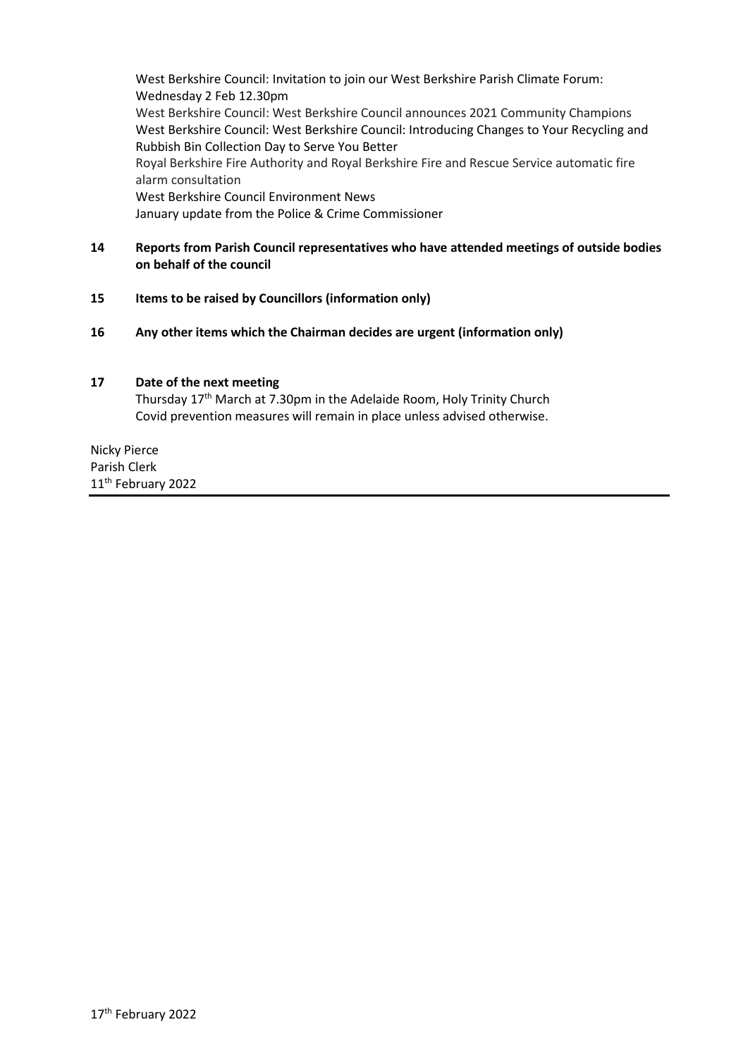West Berkshire Council: Invitation to join our West Berkshire Parish Climate Forum: Wednesday 2 Feb 12.30pm
West Berkshire Council: West Berkshire Council announces 2021 Community Champions
West Berkshire Council: West Berkshire Council: Introducing Changes to Your Recycling and Rubbish Bin Collection Day to Serve You Better
Royal Berkshire Fire Authority and Royal Berkshire Fire and Rescue Service automatic fire alarm consultation
West Berkshire Council Environment News
January update from the Police & Crime Commissioner

**14 Reports from Parish Council representatives who have attended meetings of outside bodies on behalf of the council**

**15 Items to be raised by Councillors (information only)**

**16 Any other items which the Chairman decides are urgent (information only)**

**17 Date of the next meeting**

Thursday 17th March at 7.30pm in the Adelaide Room, Holy Trinity Church
Covid prevention measures will remain in place unless advised otherwise.

Nicky Pierce
Parish Clerk
11th February 2022